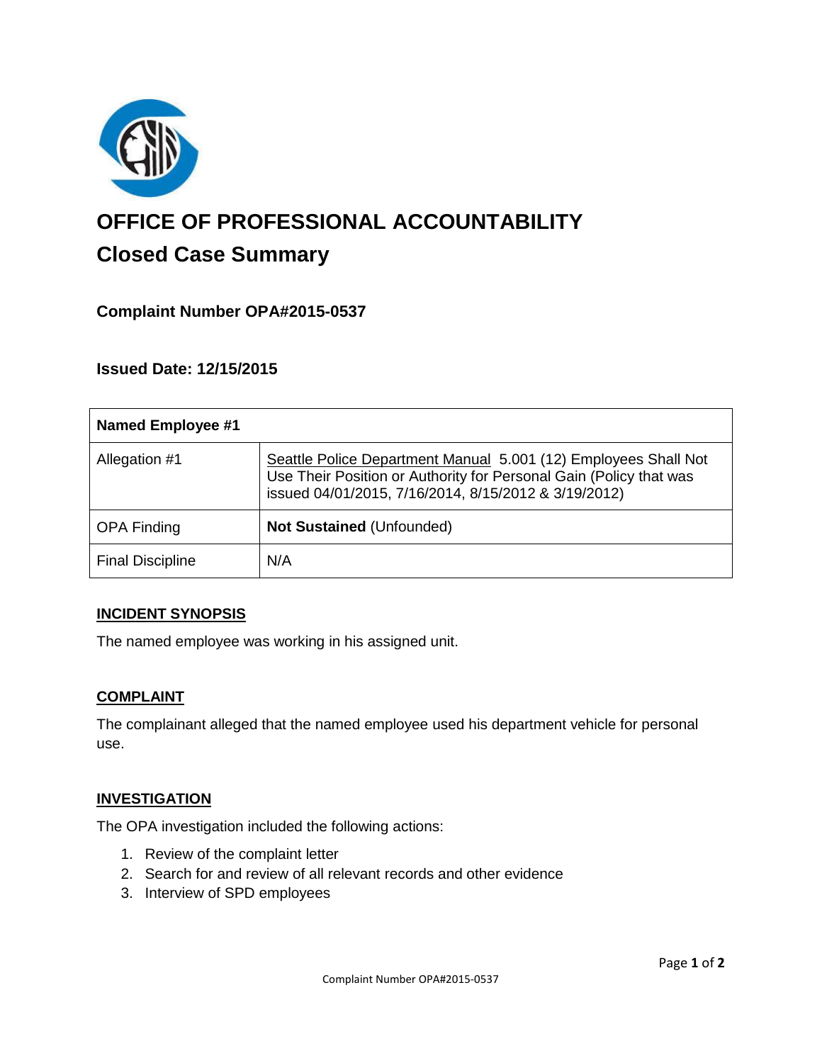# OFFICE OF PROFESSIONAL ACCOUNTABILITY

## Closed Case Summary

### Complaint Number OPA#2015-0537

### Issued Date: 12/15/2015

| Named Employee #1 | |
|---|---|
| Allegation #1 | Seattle Police Department Manual 5.001 (12) Employees Shall Not Use Their Position or Authority for Personal Gain (Policy that was issued 04/01/2015, 7/16/2014, 8/15/2012 & 3/19/2012) |
| OPA Finding | **Not Sustained** (Unfounded) |
| Final Discipline | N/A |

**INCIDENT SYNOPSIS**

The named employee was working in his assigned unit.

**COMPLAINT**

The complainant alleged that the named employee used his department vehicle for personal use.

**INVESTIGATION**

The OPA investigation included the following actions:

1. Review of the complaint letter
2. Search for and review of all relevant records and other evidence
3. Interview of SPD employees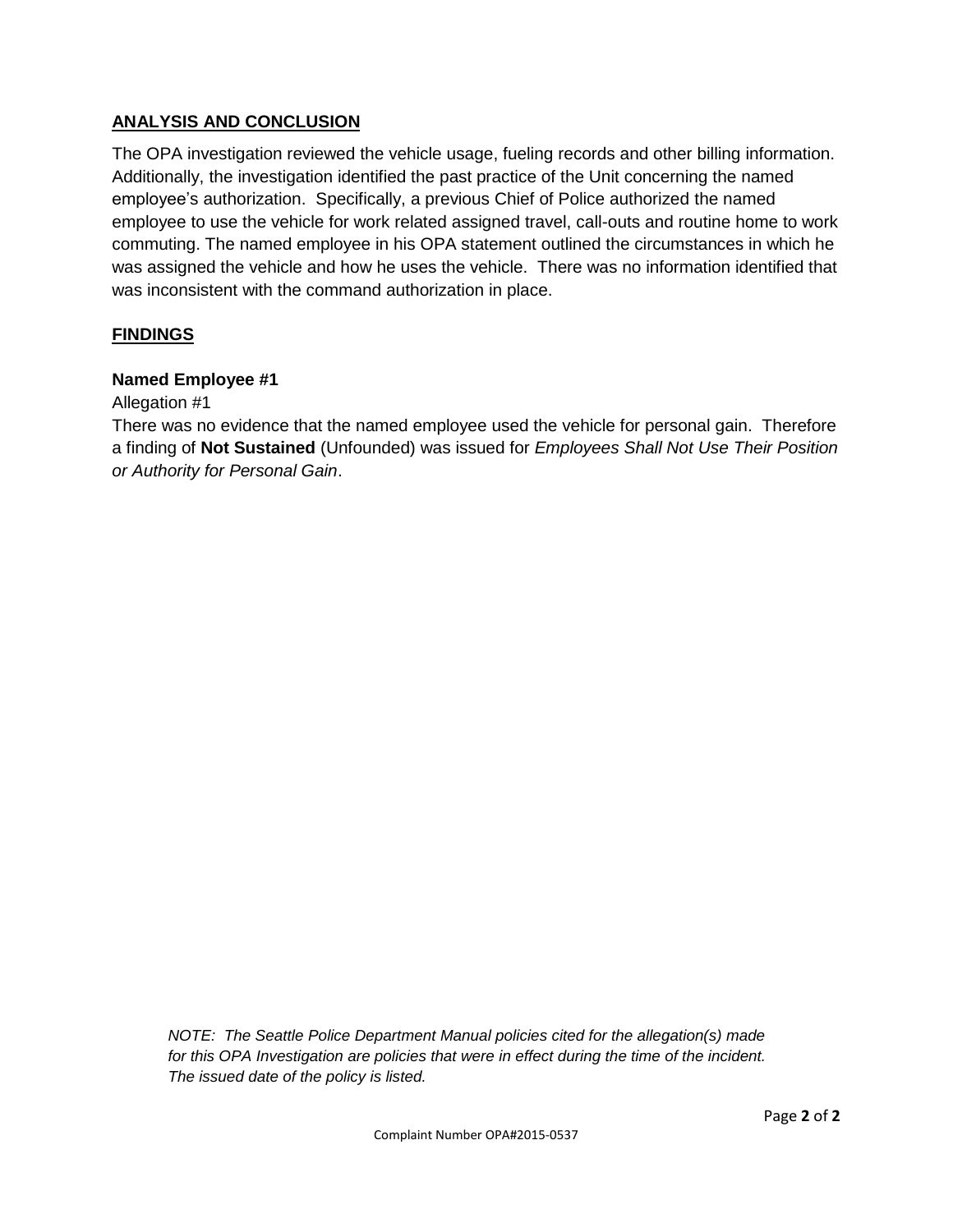## ANALYSIS AND CONCLUSION

The OPA investigation reviewed the vehicle usage, fueling records and other billing information. Additionally, the investigation identified the past practice of the Unit concerning the named employee's authorization. Specifically, a previous Chief of Police authorized the named employee to use the vehicle for work related assigned travel, call-outs and routine home to work commuting. The named employee in his OPA statement outlined the circumstances in which he was assigned the vehicle and how he uses the vehicle. There was no information identified that was inconsistent with the command authorization in place.

## FINDINGS

**Named Employee #1**

Allegation #1

There was no evidence that the named employee used the vehicle for personal gain. Therefore a finding of **Not Sustained** (Unfounded) was issued for *Employees Shall Not Use Their Position or Authority for Personal Gain*.

*NOTE: The Seattle Police Department Manual policies cited for the allegation(s) made for this OPA Investigation are policies that were in effect during the time of the incident. The issued date of the policy is listed.*

Complaint Number OPA#2015-0537